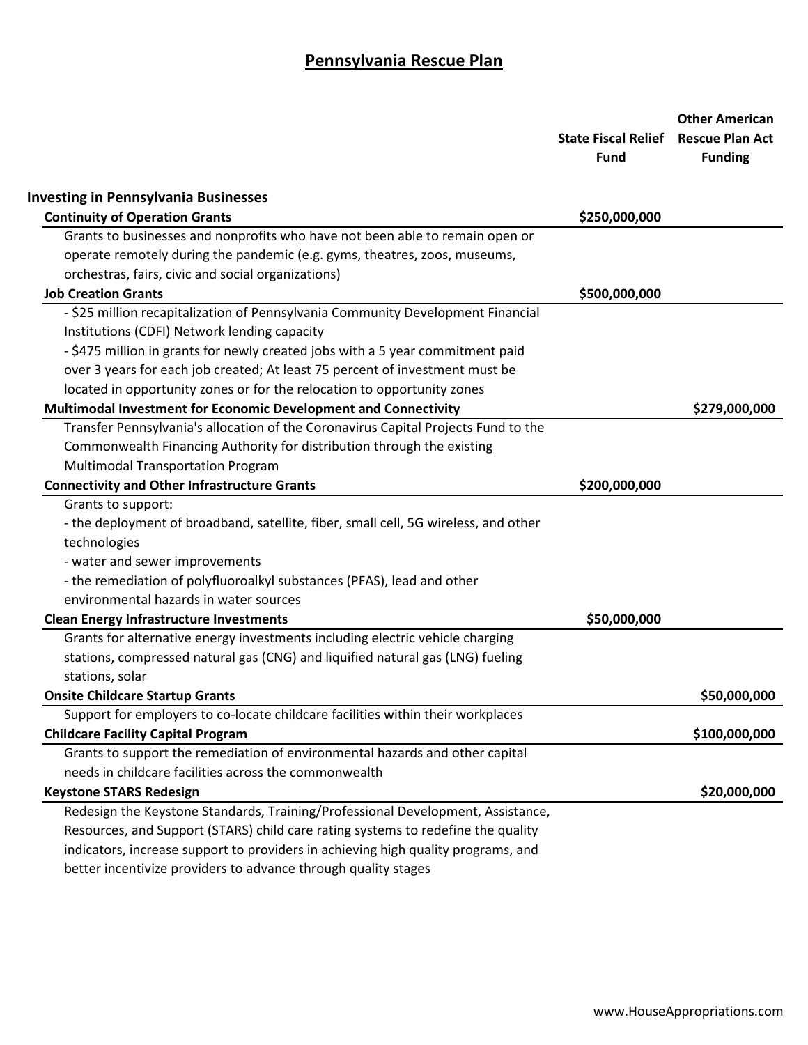# Pennsylvania Rescue Plan

| | State Fiscal Relief Fund | Other American Rescue Plan Act Funding |
|---|---|---|
| **Investing in Pennsylvania Businesses** | | |
| **Continuity of Operation Grants** | $250,000,000 | |
| Grants to businesses and nonprofits who have not been able to remain open or operate remotely during the pandemic (e.g. gyms, theatres, zoos, museums, orchestras, fairs, civic and social organizations) | | |
| **Job Creation Grants** | $500,000,000 | |
| - $25 million recapitalization of Pennsylvania Community Development Financial Institutions (CDFI) Network lending capacity<br>- $475 million in grants for newly created jobs with a 5 year commitment paid over 3 years for each job created; At least 75 percent of investment must be located in opportunity zones or for the relocation to opportunity zones | | |
| **Multimodal Investment for Economic Development and Connectivity** | | $279,000,000 |
| Transfer Pennsylvania's allocation of the Coronavirus Capital Projects Fund to the Commonwealth Financing Authority for distribution through the existing Multimodal Transportation Program | | |
| **Connectivity and Other Infrastructure Grants** | $200,000,000 | |
| Grants to support:<br>- the deployment of broadband, satellite, fiber, small cell, 5G wireless, and other technologies<br>- water and sewer improvements<br>- the remediation of polyfluoroalkyl substances (PFAS), lead and other environmental hazards in water sources | | |
| **Clean Energy Infrastructure Investments** | $50,000,000 | |
| Grants for alternative energy investments including electric vehicle charging stations, compressed natural gas (CNG) and liquified natural gas (LNG) fueling stations, solar | | |
| **Onsite Childcare Startup Grants** | | $50,000,000 |
| Support for employers to co-locate childcare facilities within their workplaces | | |
| **Childcare Facility Capital Program** | | $100,000,000 |
| Grants to support the remediation of environmental hazards and other capital needs in childcare facilities across the commonwealth | | |
| **Keystone STARS Redesign** | | $20,000,000 |
| Redesign the Keystone Standards, Training/Professional Development, Assistance, Resources, and Support (STARS) child care rating systems to redefine the quality indicators, increase support to providers in achieving high quality programs, and better incentivize providers to advance through quality stages | | |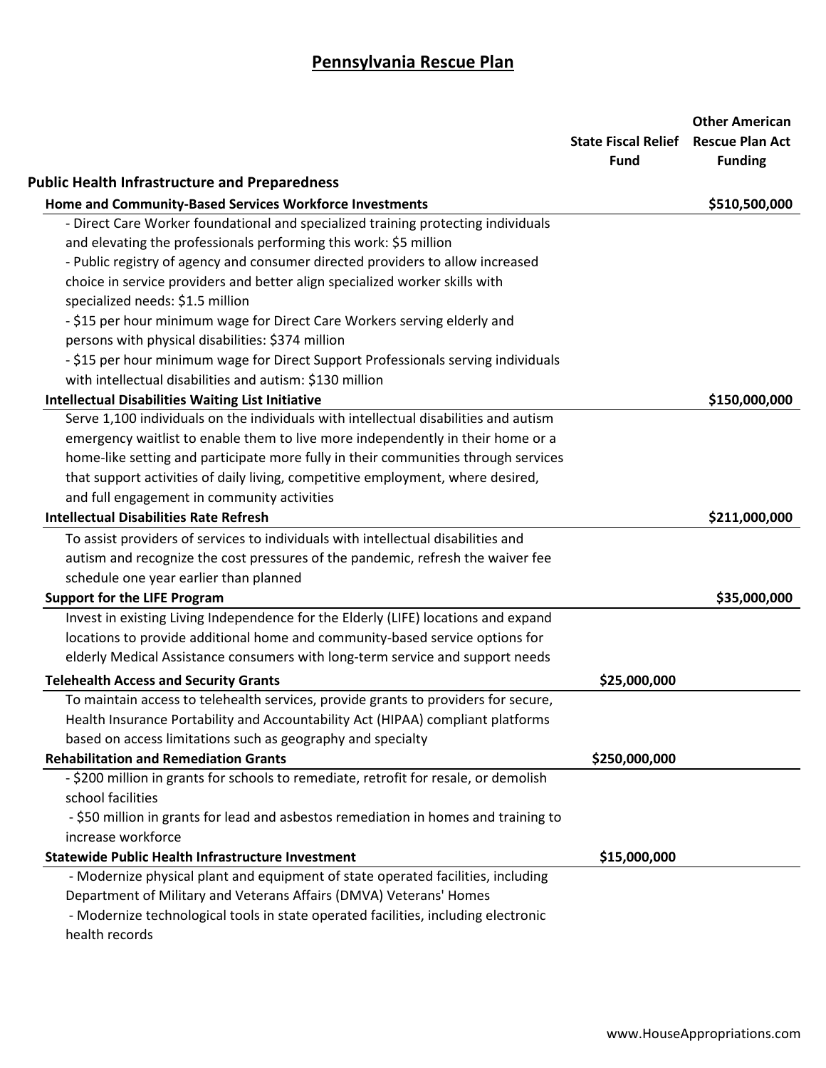# Pennsylvania Rescue Plan

| | State Fiscal Relief Fund | Other American Rescue Plan Act Funding |
|---|---|---|
| **Public Health Infrastructure and Preparedness** | | |
| **Home and Community-Based Services Workforce Investments** | | **$510,500,000** |
| - Direct Care Worker foundational and specialized training protecting individuals and elevating the professionals performing this work: $5 million<br>- Public registry of agency and consumer directed providers to allow increased choice in service providers and better align specialized worker skills with specialized needs: $1.5 million<br>- $15 per hour minimum wage for Direct Care Workers serving elderly and persons with physical disabilities: $374 million<br>- $15 per hour minimum wage for Direct Support Professionals serving individuals with intellectual disabilities and autism: $130 million | | |
| **Intellectual Disabilities Waiting List Initiative** | | **$150,000,000** |
| Serve 1,100 individuals on the individuals with intellectual disabilities and autism emergency waitlist to enable them to live more independently in their home or a home-like setting and participate more fully in their communities through services that support activities of daily living, competitive employment, where desired, and full engagement in community activities | | |
| **Intellectual Disabilities Rate Refresh** | | **$211,000,000** |
| To assist providers of services to individuals with intellectual disabilities and autism and recognize the cost pressures of the pandemic, refresh the waiver fee schedule one year earlier than planned | | |
| **Support for the LIFE Program** | | **$35,000,000** |
| Invest in existing Living Independence for the Elderly (LIFE) locations and expand locations to provide additional home and community-based service options for elderly Medical Assistance consumers with long-term service and support needs | | |
| **Telehealth Access and Security Grants** | **$25,000,000** | |
| To maintain access to telehealth services, provide grants to providers for secure, Health Insurance Portability and Accountability Act (HIPAA) compliant platforms based on access limitations such as geography and specialty | | |
| **Rehabilitation and Remediation Grants** | **$250,000,000** | |
| - $200 million in grants for schools to remediate, retrofit for resale, or demolish school facilities<br>- $50 million in grants for lead and asbestos remediation in homes and training to increase workforce | | |
| **Statewide Public Health Infrastructure Investment** | **$15,000,000** | |
| - Modernize physical plant and equipment of state operated facilities, including Department of Military and Veterans Affairs (DMVA) Veterans' Homes<br>- Modernize technological tools in state operated facilities, including electronic health records | | |

www.HouseAppropriations.com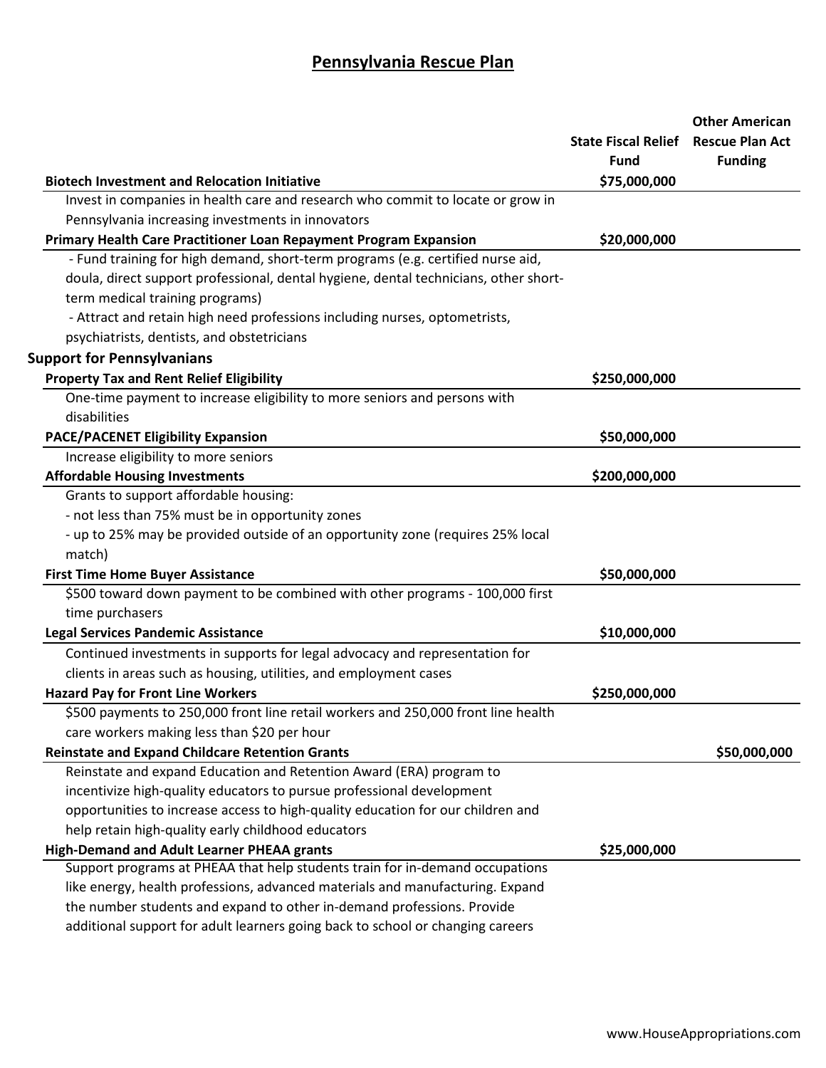# Pennsylvania Rescue Plan

| | State Fiscal Relief Fund | Other American Rescue Plan Act Funding |
|---|---|---|
| **Biotech Investment and Relocation Initiative** | $75,000,000 | |
| Invest in companies in health care and research who commit to locate or grow in Pennsylvania increasing investments in innovators | | |
| **Primary Health Care Practitioner Loan Repayment Program Expansion** | $20,000,000 | |
| - Fund training for high demand, short-term programs (e.g. certified nurse aid, doula, direct support professional, dental hygiene, dental technicians, other short-term medical training programs)<br>- Attract and retain high need professions including nurses, optometrists, psychiatrists, dentists, and obstetricians | | |
| **Support for Pennsylvanians** | | |
| **Property Tax and Rent Relief Eligibility** | $250,000,000 | |
| One-time payment to increase eligibility to more seniors and persons with disabilities | | |
| **PACE/PACENET Eligibility Expansion** | $50,000,000 | |
| Increase eligibility to more seniors | | |
| **Affordable Housing Investments** | $200,000,000 | |
| Grants to support affordable housing:<br>- not less than 75% must be in opportunity zones<br>- up to 25% may be provided outside of an opportunity zone (requires 25% local match) | | |
| **First Time Home Buyer Assistance** | $50,000,000 | |
| $500 toward down payment to be combined with other programs - 100,000 first time purchasers | | |
| **Legal Services Pandemic Assistance** | $10,000,000 | |
| Continued investments in supports for legal advocacy and representation for clients in areas such as housing, utilities, and employment cases | | |
| **Hazard Pay for Front Line Workers** | $250,000,000 | |
| $500 payments to 250,000 front line retail workers and 250,000 front line health care workers making less than $20 per hour | | |
| **Reinstate and Expand Childcare Retention Grants** | | $50,000,000 |
| Reinstate and expand Education and Retention Award (ERA) program to incentivize high-quality educators to pursue professional development opportunities to increase access to high-quality education for our children and help retain high-quality early childhood educators | | |
| **High-Demand and Adult Learner PHEAA grants** | $25,000,000 | |
| Support programs at PHEAA that help students train for in-demand occupations like energy, health professions, advanced materials and manufacturing. Expand the number students and expand to other in-demand professions. Provide additional support for adult learners going back to school or changing careers | | |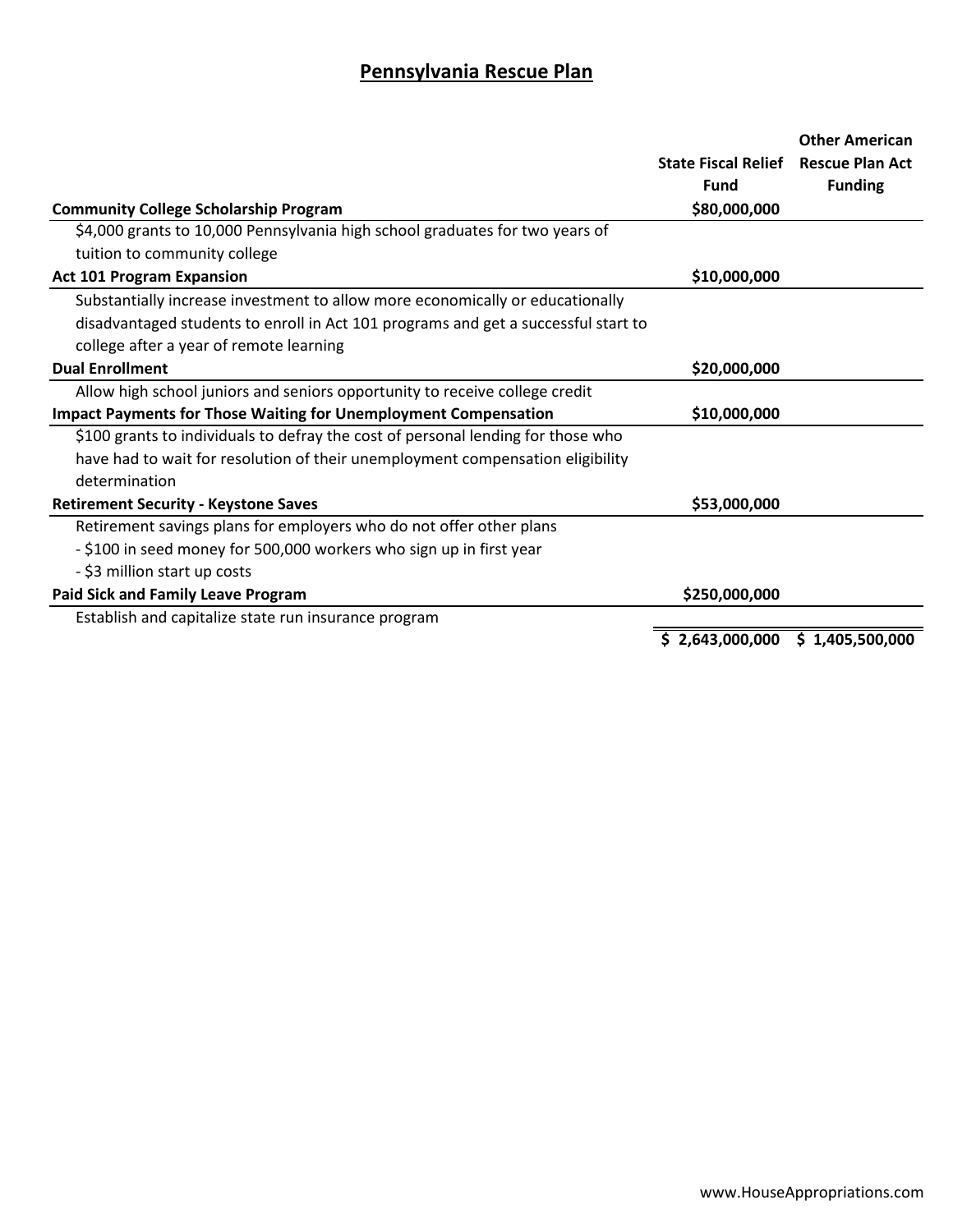# Pennsylvania Rescue Plan

| | State Fiscal Relief Fund | Other American Rescue Plan Act Funding |
|---|---|---|
| **Community College Scholarship Program** | **$80,000,000** | |
| $4,000 grants to 10,000 Pennsylvania high school graduates for two years of tuition to community college | | |
| **Act 101 Program Expansion** | **$10,000,000** | |
| Substantially increase investment to allow more economically or educationally disadvantaged students to enroll in Act 101 programs and get a successful start to college after a year of remote learning | | |
| **Dual Enrollment** | **$20,000,000** | |
| Allow high school juniors and seniors opportunity to receive college credit | | |
| **Impact Payments for Those Waiting for Unemployment Compensation** | **$10,000,000** | |
| $100 grants to individuals to defray the cost of personal lending for those who have had to wait for resolution of their unemployment compensation eligibility determination | | |
| **Retirement Security - Keystone Saves** | **$53,000,000** | |
| Retirement savings plans for employers who do not offer other plans<br>- $100 in seed money for 500,000 workers who sign up in first year<br>- $3 million start up costs | | |
| **Paid Sick and Family Leave Program** | **$250,000,000** | |
| Establish and capitalize state run insurance program | | |
| | **$ 2,643,000,000** | **$ 1,405,500,000** |